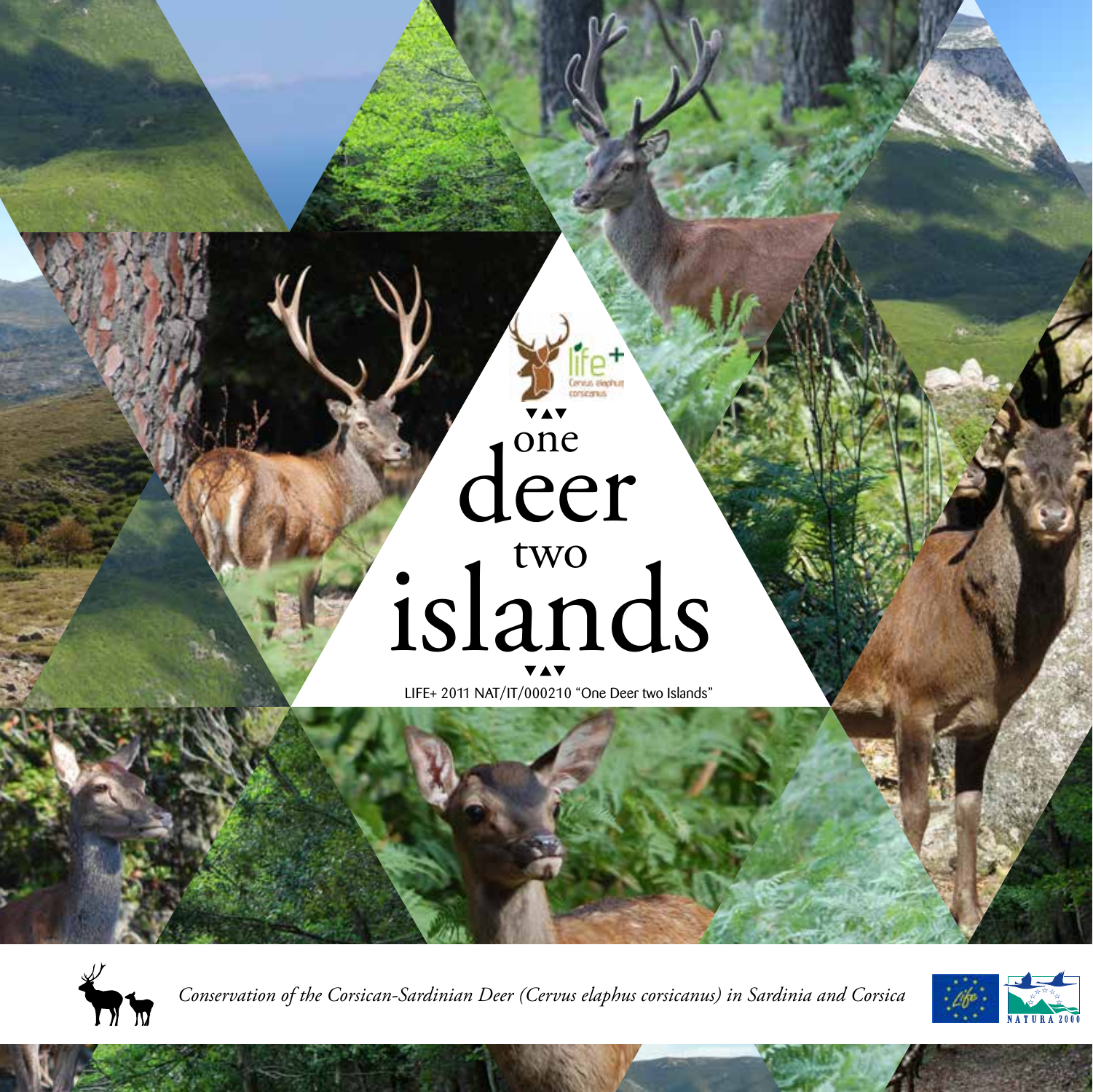# one deer two islands

LIFE+ 2011 NAT/IT/000210 "One Deer two Islands"

*Conservation of the Corsican-Sardinian Deer (Cervus elaphus corsicanus) in Sardinia and Corsica*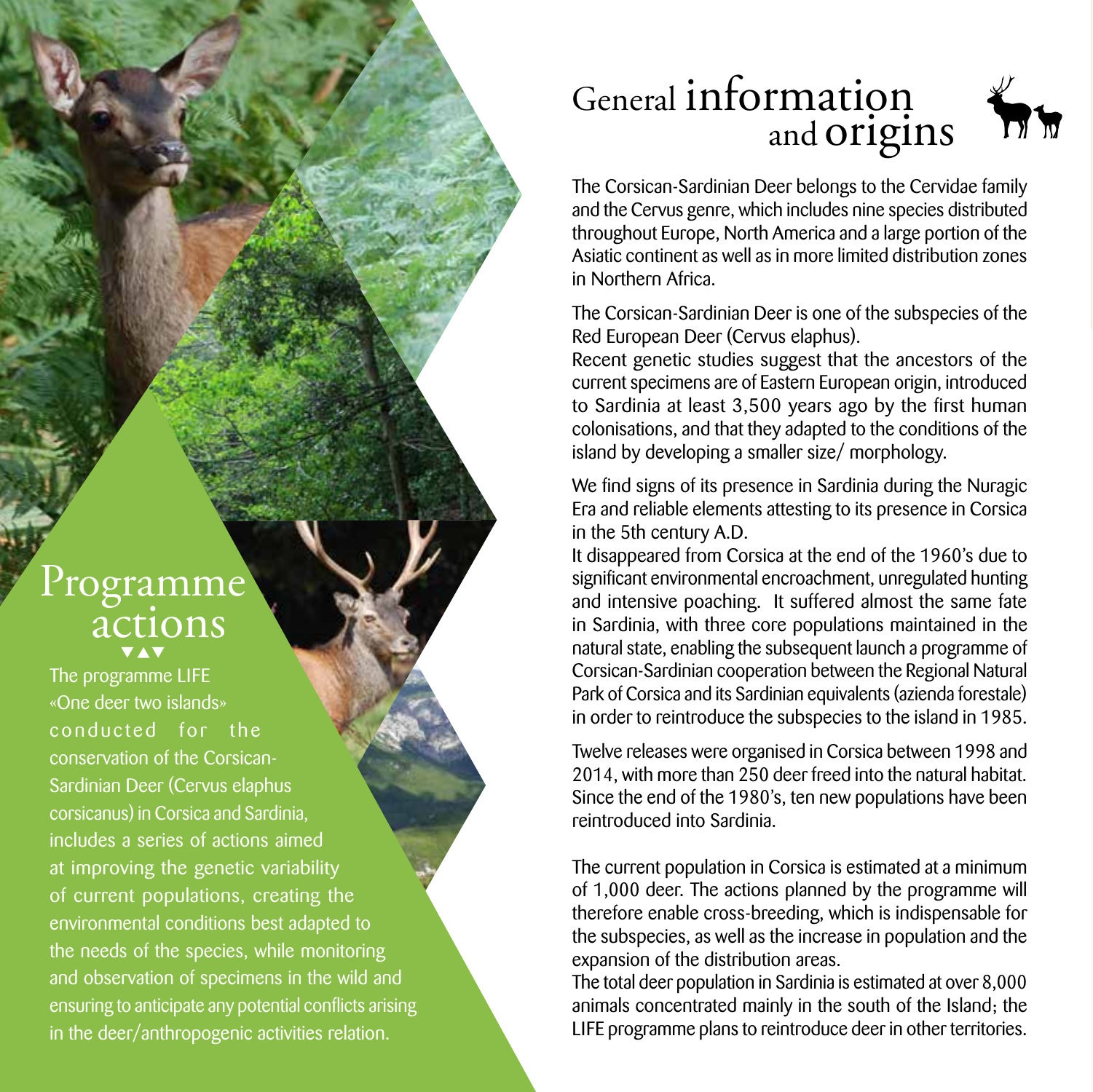# General information and origins

The Corsican-Sardinian Deer belongs to the Cervidae family and the Cervus genre, which includes nine species distributed throughout Europe, North America and a large portion of the Asiatic continent as well as in more limited distribution zones in Northern Africa.

The Corsican-Sardinian Deer is one of the subspecies of the Red European Deer (Cervus elaphus).
Recent genetic studies suggest that the ancestors of the current specimens are of Eastern European origin, introduced to Sardinia at least 3,500 years ago by the first human colonisations, and that they adapted to the conditions of the island by developing a smaller size/ morphology.

We find signs of its presence in Sardinia during the Nuragic Era and reliable elements attesting to its presence in Corsica in the 5th century A.D.
It disappeared from Corsica at the end of the 1960's due to significant environmental encroachment, unregulated hunting and intensive poaching. It suffered almost the same fate in Sardinia, with three core populations maintained in the natural state, enabling the subsequent launch a programme of Corsican-Sardinian cooperation between the Regional Natural Park of Corsica and its Sardinian equivalents (azienda forestale) in order to reintroduce the subspecies to the island in 1985.

Twelve releases were organised in Corsica between 1998 and 2014, with more than 250 deer freed into the natural habitat. Since the end of the 1980's, ten new populations have been reintroduced into Sardinia.

The current population in Corsica is estimated at a minimum of 1,000 deer. The actions planned by the programme will therefore enable cross-breeding, which is indispensable for the subspecies, as well as the increase in population and the expansion of the distribution areas.
The total deer population in Sardinia is estimated at over 8,000 animals concentrated mainly in the south of the Island; the LIFE programme plans to reintroduce deer in other territories.

## Programme actions

The programme LIFE «One deer two islands» conducted for the conservation of the Corsican-Sardinian Deer (Cervus elaphus corsicanus) in Corsica and Sardinia, includes a series of actions aimed at improving the genetic variability of current populations, creating the environmental conditions best adapted to the needs of the species, while monitoring and observation of specimens in the wild and ensuring to anticipate any potential conflicts arising in the deer/anthropogenic activities relation.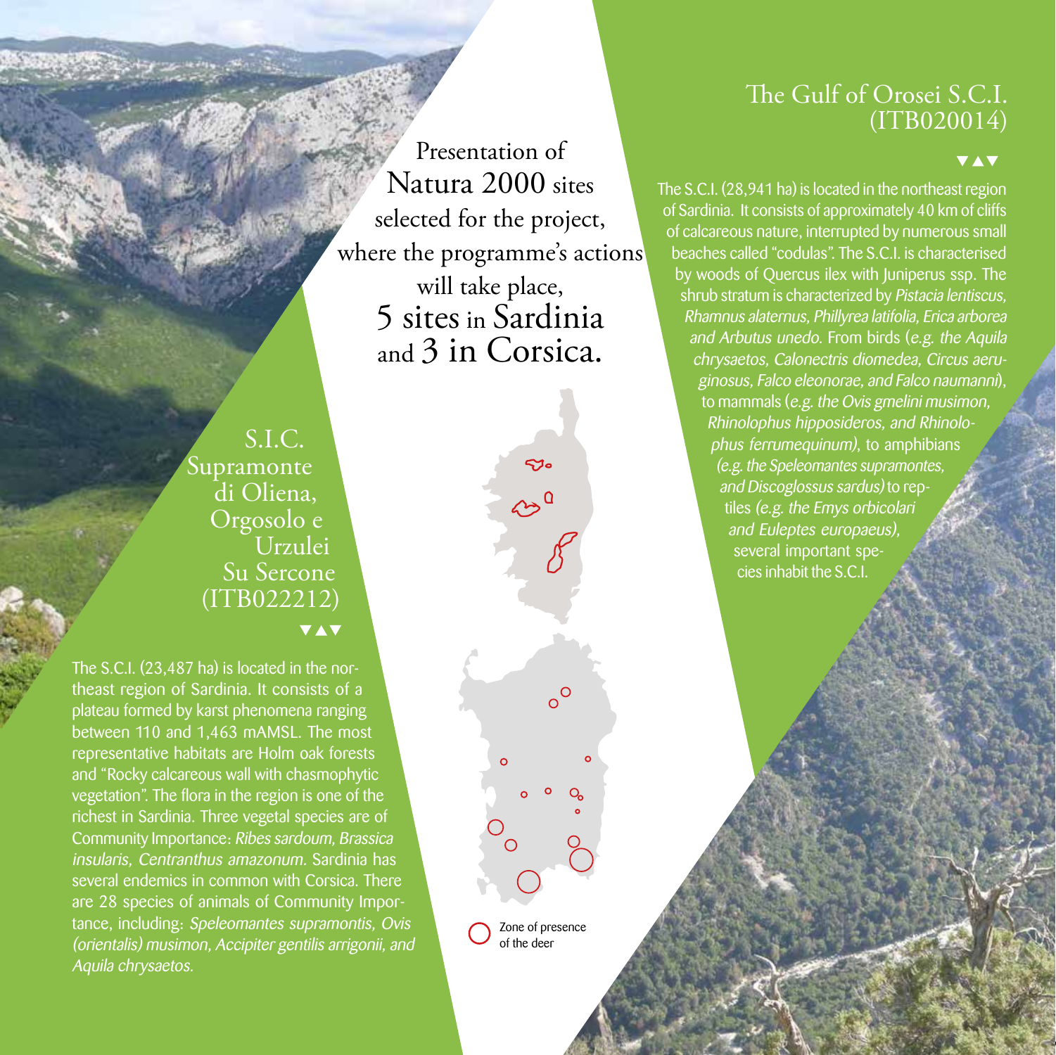Presentation of Natura 2000 sites selected for the project, where the programme's actions will take place, 5 sites in Sardinia and 3 in Corsica.

## S.I.C. Supramonte di Oliena, Orgosolo e Urzulei Su Sercone (ITB022212)

The S.C.I. (23,487 ha) is located in the northeast region of Sardinia. It consists of a plateau formed by karst phenomena ranging between 110 and 1,463 mAMSL. The most representative habitats are Holm oak forests and "Rocky calcareous wall with chasmophytic vegetation". The flora in the region is one of the richest in Sardinia. Three vegetal species are of Community Importance: *Ribes sardoum, Brassica insularis, Centranthus amazonum.* Sardinia has several endemics in common with Corsica. There are 28 species of animals of Community Importance, including: *Speleomantes supramontis, Ovis (orientalis) musimon, Accipiter gentilis arrigonii, and Aquila chrysaetos.*

Zone of presence of the deer

## The Gulf of Orosei S.C.I. (ITB020014)

The S.C.I. (28,941 ha) is located in the northeast region of Sardinia. It consists of approximately 40 km of cliffs of calcareous nature, interrupted by numerous small beaches called "codulas". The S.C.I. is characterised by woods of Quercus ilex with Juniperus ssp. The shrub stratum is characterized by *Pistacia lentiscus, Rhamnus alaternus, Phillyrea latifolia, Erica arborea and Arbutus unedo.* From birds (*e.g. the Aquila chrysaetos, Calonectris diomedea, Circus aeruginosus, Falco eleonorae, and Falco naumanni*), to mammals (*e.g. the Ovis gmelini musimon, Rhinolophus hipposideros, and Rhinolophus ferrumequinum*), to amphibians (*e.g. the Speleomantes supramontes, and Discoglossus sardus*) to reptiles (*e.g. the Emys orbicolari and Euleptes europaeus*), several important species inhabit the S.C.I.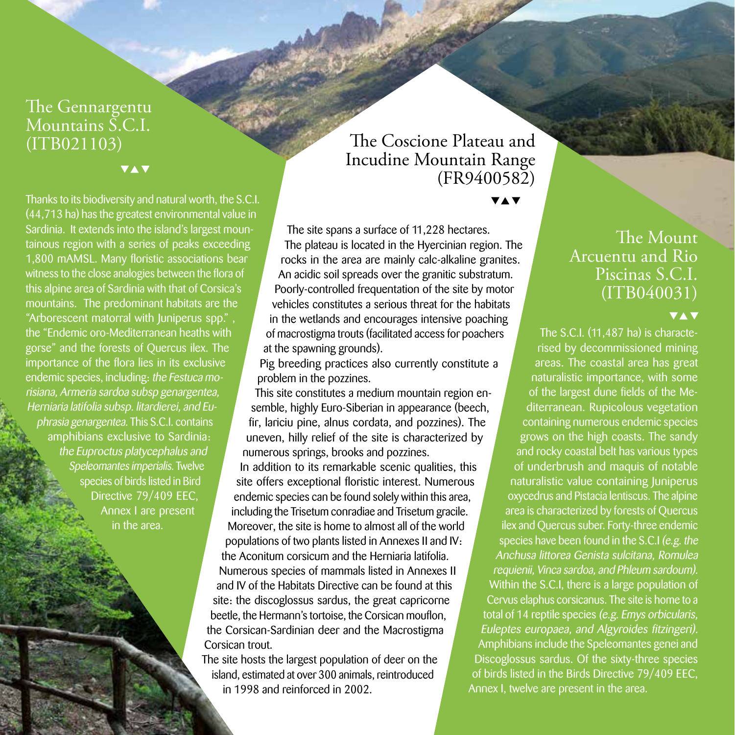## The Gennargentu Mountains S.C.I. (ITB021103)

Thanks to its biodiversity and natural worth, the S.C.I. (44,713 ha) has the greatest environmental value in Sardinia. It extends into the island's largest mountainous region with a series of peaks exceeding 1,800 mAMSL. Many floristic associations bear witness to the close analogies between the flora of this alpine area of Sardinia with that of Corsica's mountains. The predominant habitats are the "Arborescent matorral with Juniperus spp.", the "Endemic oro-Mediterranean heaths with gorse" and the forests of Quercus ilex. The importance of the flora lies in its exclusive endemic species, including: *the Festuca morisiana, Armeria sardoa subsp genargentea, Herniaria latifolia subsp. litardierei, and Euphrasia genargentea.* This S.C.I. contains amphibians exclusive to Sardinia: *the Euproctus platycephalus and Speleomantes imperialis.* Twelve species of birds listed in Bird Directive 79/409 EEC, Annex I are present in the area.

## The Coscione Plateau and Incudine Mountain Range (FR9400582)

The site spans a surface of 11,228 hectares.

The plateau is located in the Hyercinian region. The rocks in the area are mainly calc-alkaline granites. An acidic soil spreads over the granitic substratum. Poorly-controlled frequentation of the site by motor vehicles constitutes a serious threat for the habitats in the wetlands and encourages intensive poaching of macrostigma trouts (facilitated access for poachers at the spawning grounds).

Pig breeding practices also currently constitute a problem in the pozzines.

This site constitutes a medium mountain region ensemble, highly Euro-Siberian in appearance (beech, fir, lariciu pine, alnus cordata, and pozzines). The uneven, hilly relief of the site is characterized by numerous springs, brooks and pozzines.

In addition to its remarkable scenic qualities, this site offers exceptional floristic interest. Numerous endemic species can be found solely within this area, including the Trisetum conradiae and Trisetum gracile. Moreover, the site is home to almost all of the world populations of two plants listed in Annexes II and IV: the Aconitum corsicum and the Herniaria latifolia.

Numerous species of mammals listed in Annexes II and IV of the Habitats Directive can be found at this site: the discoglossus sardus, the great capricorne beetle, the Hermann's tortoise, the Corsican mouflon, the Corsican-Sardinian deer and the Macrostigma Corsican trout.

The site hosts the largest population of deer on the island, estimated at over 300 animals, reintroduced in 1998 and reinforced in 2002.

## The Mount Arcuentu and Rio Piscinas S.C.I. (ITB040031)

The S.C.I. (11,487 ha) is characterised by decommissioned mining areas. The coastal area has great naturalistic importance, with some of the largest dune fields of the Mediterranean. Rupicolous vegetation containing numerous endemic species grows on the high coasts. The sandy and rocky coastal belt has various types of underbrush and maquis of notable naturalistic value containing Juniperus oxycedrus and Pistacia lentiscus. The alpine area is characterized by forests of Quercus ilex and Quercus suber. Forty-three endemic species have been found in the S.C.I *(e.g. the Anchusa littorea Genista sulcitana, Romulea requienii, Vinca sardoa, and Phleum sardoum).* Within the S.C.I, there is a large population of Cervus elaphus corsicanus. The site is home to a total of 14 reptile species *(e.g. Emys orbicularis, Euleptes europaea, and Algyroides fitzingeri).* Amphibians include the Speleomantes genei and Discoglossus sardus. Of the sixty-three species of birds listed in the Birds Directive 79/409 EEC, Annex I, twelve are present in the area.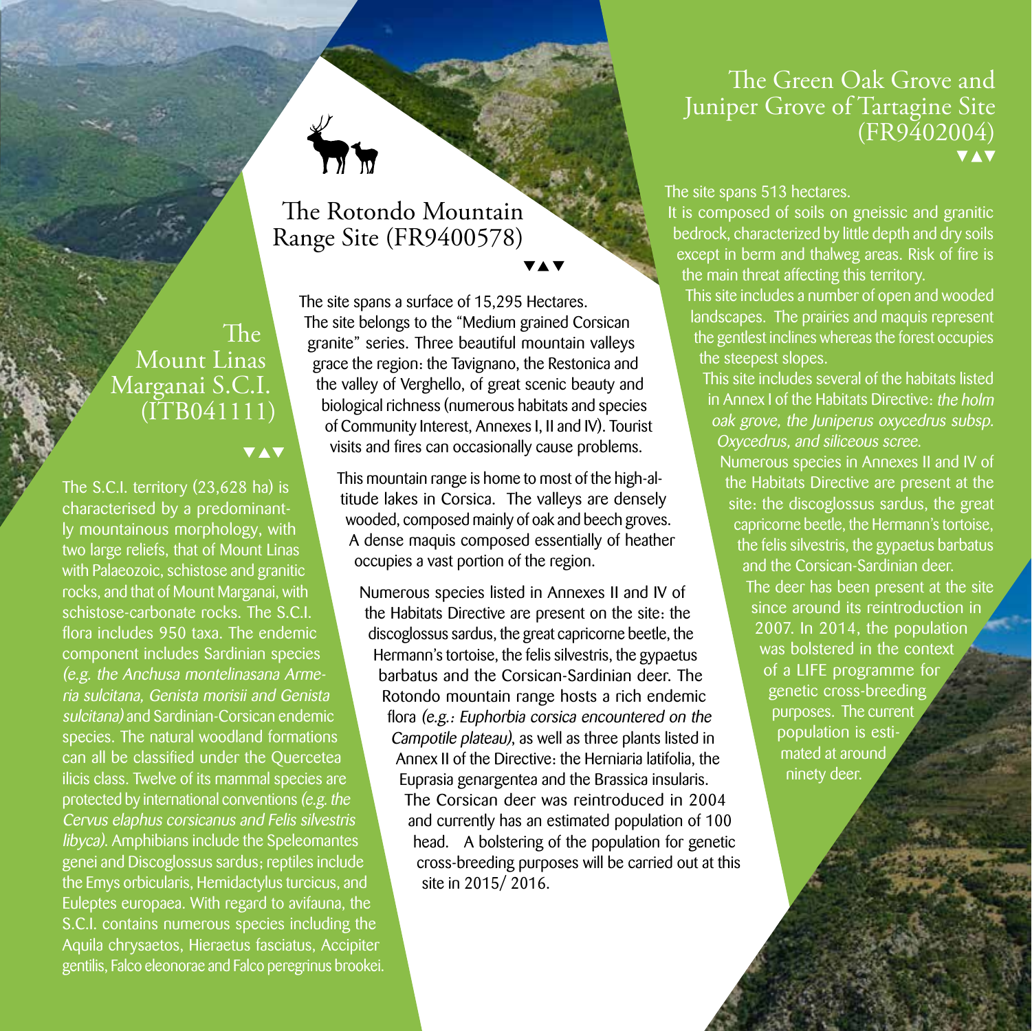## The Mount Linas Marganai S.C.I. (ITB041111)

▼▲▼

The S.C.I. territory (23,628 ha) is characterised by a predominantly mountainous morphology, with two large reliefs, that of Mount Linas with Palaeozoic, schistose and granitic rocks, and that of Mount Marganai, with schistose-carbonate rocks. The S.C.I. flora includes 950 taxa. The endemic component includes Sardinian species *(e.g. the Anchusa montelinasana Armeria sulcitana, Genista morisii and Genista sulcitana)* and Sardinian-Corsican endemic species. The natural woodland formations can all be classified under the Quercetea ilicis class. Twelve of its mammal species are protected by international conventions *(e.g. the Cervus elaphus corsicanus and Felis silvestris libyca)*. Amphibians include the Speleomantes genei and Discoglossus sardus; reptiles include the Emys orbicularis, Hemidactylus turcicus, and Euleptes europaea. With regard to avifauna, the S.C.I. contains numerous species including the Aquila chrysaetos, Hieraetus fasciatus, Accipiter gentilis, Falco eleonorae and Falco peregrinus brookei.

## The Rotondo Mountain Range Site (FR9400578)

▼▲▼

The site spans a surface of 15,295 Hectares. The site belongs to the "Medium grained Corsican granite" series. Three beautiful mountain valleys grace the region: the Tavignano, the Restonica and the valley of Verghello, of great scenic beauty and biological richness (numerous habitats and species of Community Interest, Annexes I, II and IV). Tourist visits and fires can occasionally cause problems.

This mountain range is home to most of the high-altitude lakes in Corsica. The valleys are densely wooded, composed mainly of oak and beech groves. A dense maquis composed essentially of heather occupies a vast portion of the region.

Numerous species listed in Annexes II and IV of the Habitats Directive are present on the site: the discoglossus sardus, the great capricorne beetle, the Hermann's tortoise, the felis silvestris, the gypaetus barbatus and the Corsican-Sardinian deer. The Rotondo mountain range hosts a rich endemic flora *(e.g.: Euphorbia corsica encountered on the Campotile plateau)*, as well as three plants listed in Annex II of the Directive: the Herniaria latifolia, the Euprasia genargentea and the Brassica insularis. The Corsican deer was reintroduced in 2004 and currently has an estimated population of 100 head. A bolstering of the population for genetic cross-breeding purposes will be carried out at this site in 2015/ 2016.

## The Green Oak Grove and Juniper Grove of Tartagine Site (FR9402004)

▼▲▼

The site spans 513 hectares.

It is composed of soils on gneissic and granitic bedrock, characterized by little depth and dry soils except in berm and thalweg areas. Risk of fire is the main threat affecting this territory.

This site includes a number of open and wooded landscapes. The prairies and maquis represent the gentlest inclines whereas the forest occupies the steepest slopes.

This site includes several of the habitats listed in Annex I of the Habitats Directive: *the holm oak grove, the Juniperus oxycedrus subsp. Oxycedrus, and siliceous scree.*

Numerous species in Annexes II and IV of the Habitats Directive are present at the site: the discoglossus sardus, the great capricorne beetle, the Hermann's tortoise, the felis silvestris, the gypaetus barbatus and the Corsican-Sardinian deer.

The deer has been present at the site since around its reintroduction in 2007. In 2014, the population was bolstered in the context of a LIFE programme for genetic cross-breeding purposes. The current population is estimated at around ninety deer.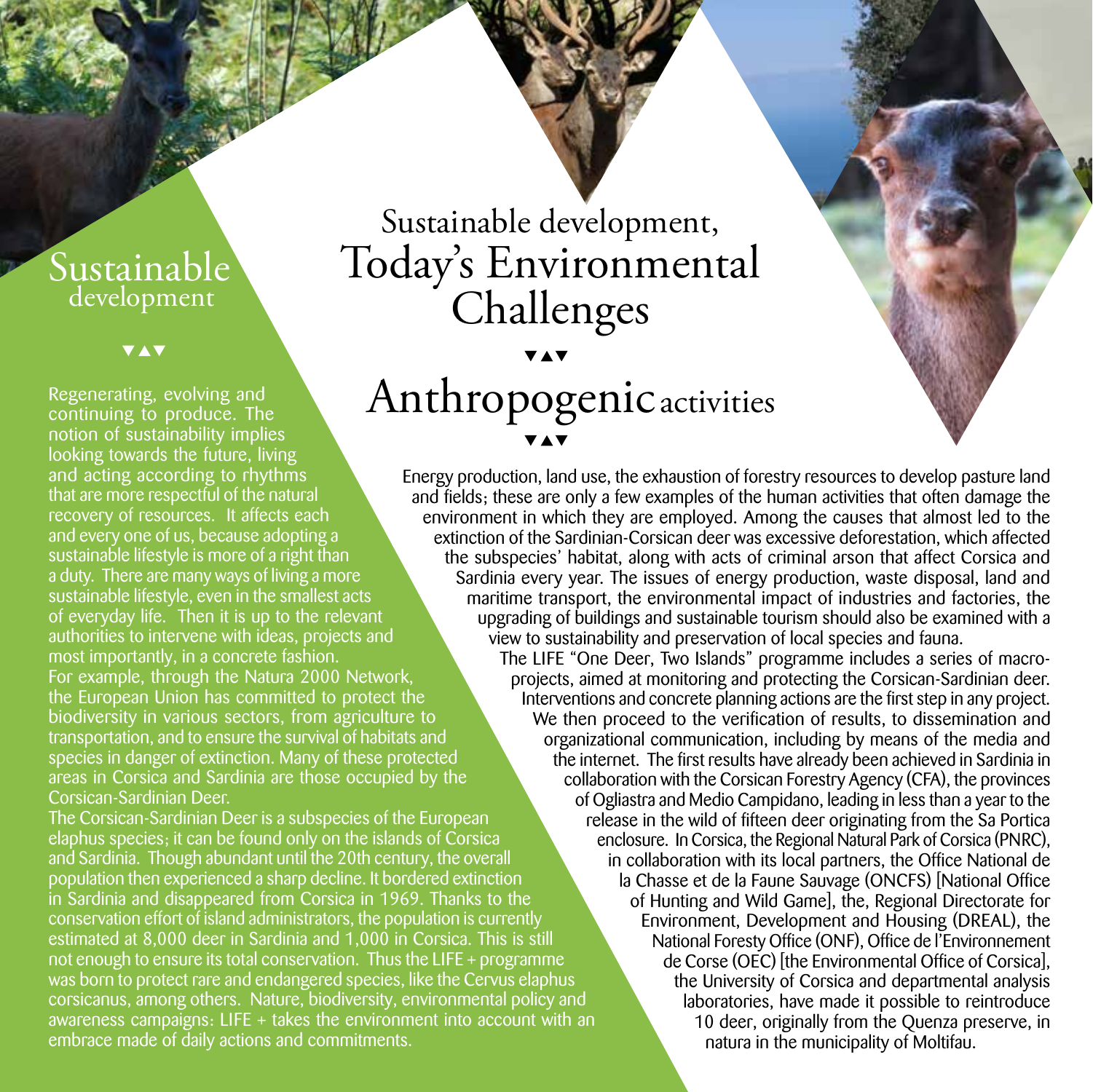# Sustainable development, Today's Environmental Challenges

## Anthropogenic activities

Energy production, land use, the exhaustion of forestry resources to develop pasture land and fields; these are only a few examples of the human activities that often damage the environment in which they are employed. Among the causes that almost led to the extinction of the Sardinian-Corsican deer was excessive deforestation, which affected the subspecies' habitat, along with acts of criminal arson that affect Corsica and Sardinia every year. The issues of energy production, waste disposal, land and maritime transport, the environmental impact of industries and factories, the upgrading of buildings and sustainable tourism should also be examined with a view to sustainability and preservation of local species and fauna.

The LIFE "One Deer, Two Islands" programme includes a series of macro-projects, aimed at monitoring and protecting the Corsican-Sardinian deer. Interventions and concrete planning actions are the first step in any project. We then proceed to the verification of results, to dissemination and organizational communication, including by means of the media and the internet. The first results have already been achieved in Sardinia in collaboration with the Corsican Forestry Agency (CFA), the provinces of Ogliastra and Medio Campidano, leading in less than a year to the release in the wild of fifteen deer originating from the Sa Portica enclosure. In Corsica, the Regional Natural Park of Corsica (PNRC), in collaboration with its local partners, the Office National de la Chasse et de la Faune Sauvage (ONCFS) [National Office of Hunting and Wild Game], the, Regional Directorate for Environment, Development and Housing (DREAL), the National Foresty Office (ONF), Office de l'Environnement de Corse (OEC) [the Environmental Office of Corsica], the University of Corsica and departmental analysis laboratories, have made it possible to reintroduce 10 deer, originally from the Quenza preserve, in natura in the municipality of Moltifau.

## Sustainable development

Regenerating, evolving and continuing to produce. The notion of sustainability implies looking towards the future, living and acting according to rhythms that are more respectful of the natural recovery of resources. It affects each and every one of us, because adopting a sustainable lifestyle is more of a right than a duty. There are many ways of living a more sustainable lifestyle, even in the smallest acts of everyday life. Then it is up to the relevant authorities to intervene with ideas, projects and most importantly, in a concrete fashion.
For example, through the Natura 2000 Network, the European Union has committed to protect the biodiversity in various sectors, from agriculture to transportation, and to ensure the survival of habitats and species in danger of extinction. Many of these protected areas in Corsica and Sardinia are those occupied by the Corsican-Sardinian Deer.
The Corsican-Sardinian Deer is a subspecies of the European elaphus species; it can be found only on the islands of Corsica and Sardinia. Though abundant until the 20th century, the overall population then experienced a sharp decline. It bordered extinction in Sardinia and disappeared from Corsica in 1969. Thanks to the conservation effort of island administrators, the population is currently estimated at 8,000 deer in Sardinia and 1,000 in Corsica. This is still not enough to ensure its total conservation. Thus the LIFE + programme was born to protect rare and endangered species, like the Cervus elaphus corsicanus, among others. Nature, biodiversity, environmental policy and awareness campaigns: LIFE + takes the environment into account with an embrace made of daily actions and commitments.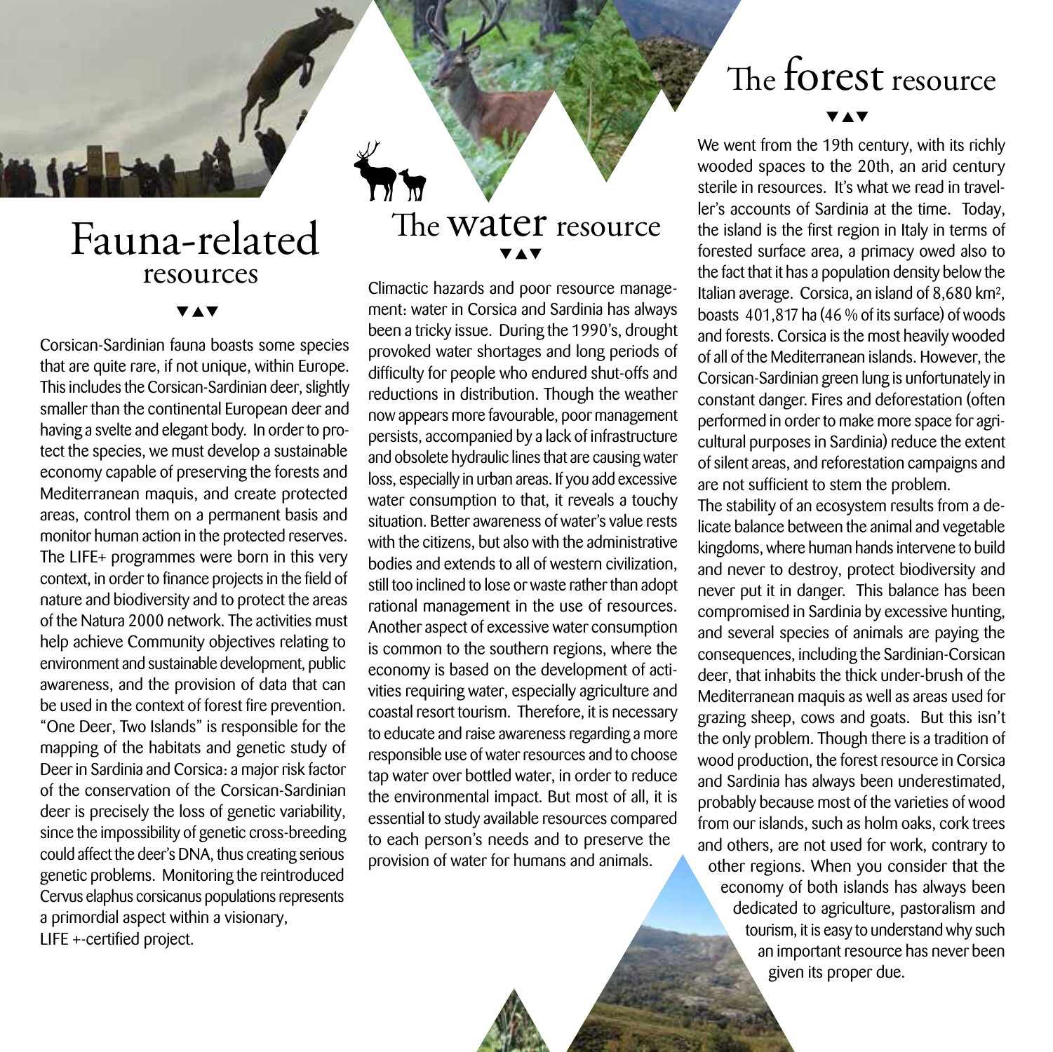# Fauna-related resources

Corsican-Sardinian fauna boasts some species that are quite rare, if not unique, within Europe. This includes the Corsican-Sardinian deer, slightly smaller than the continental European deer and having a svelte and elegant body. In order to protect the species, we must develop a sustainable economy capable of preserving the forests and Mediterranean maquis, and create protected areas, control them on a permanent basis and monitor human action in the protected reserves. The LIFE+ programmes were born in this very context, in order to finance projects in the field of nature and biodiversity and to protect the areas of the Natura 2000 network. The activities must help achieve Community objectives relating to environment and sustainable development, public awareness, and the provision of data that can be used in the context of forest fire prevention. "One Deer, Two Islands" is responsible for the mapping of the habitats and genetic study of Deer in Sardinia and Corsica: a major risk factor of the conservation of the Corsican-Sardinian deer is precisely the loss of genetic variability, since the impossibility of genetic cross-breeding could affect the deer's DNA, thus creating serious genetic problems. Monitoring the reintroduced Cervus elaphus corsicanus populations represents a primordial aspect within a visionary, LIFE +-certified project.

# The water resource

Climactic hazards and poor resource management: water in Corsica and Sardinia has always been a tricky issue. During the 1990's, drought provoked water shortages and long periods of difficulty for people who endured shut-offs and reductions in distribution. Though the weather now appears more favourable, poor management persists, accompanied by a lack of infrastructure and obsolete hydraulic lines that are causing water loss, especially in urban areas. If you add excessive water consumption to that, it reveals a touchy situation. Better awareness of water's value rests with the citizens, but also with the administrative bodies and extends to all of western civilization, still too inclined to lose or waste rather than adopt rational management in the use of resources. Another aspect of excessive water consumption is common to the southern regions, where the economy is based on the development of activities requiring water, especially agriculture and coastal resort tourism. Therefore, it is necessary to educate and raise awareness regarding a more responsible use of water resources and to choose tap water over bottled water, in order to reduce the environmental impact. But most of all, it is essential to study available resources compared to each person's needs and to preserve the provision of water for humans and animals.

# The forest resource

We went from the 19th century, with its richly wooded spaces to the 20th, an arid century sterile in resources. It's what we read in traveller's accounts of Sardinia at the time. Today, the island is the first region in Italy in terms of forested surface area, a primacy owed also to the fact that it has a population density below the Italian average. Corsica, an island of 8,680 km², boasts 401,817 ha (46 % of its surface) of woods and forests. Corsica is the most heavily wooded of all of the Mediterranean islands. However, the Corsican-Sardinian green lung is unfortunately in constant danger. Fires and deforestation (often performed in order to make more space for agricultural purposes in Sardinia) reduce the extent of silent areas, and reforestation campaigns and are not sufficient to stem the problem.

The stability of an ecosystem results from a delicate balance between the animal and vegetable kingdoms, where human hands intervene to build and never to destroy, protect biodiversity and never put it in danger. This balance has been compromised in Sardinia by excessive hunting, and several species of animals are paying the consequences, including the Sardinian-Corsican deer, that inhabits the thick under-brush of the Mediterranean maquis as well as areas used for grazing sheep, cows and goats. But this isn't the only problem. Though there is a tradition of wood production, the forest resource in Corsica and Sardinia has always been underestimated, probably because most of the varieties of wood from our islands, such as holm oaks, cork trees and others, are not used for work, contrary to other regions. When you consider that the economy of both islands has always been dedicated to agriculture, pastoralism and tourism, it is easy to understand why such an important resource has never been given its proper due.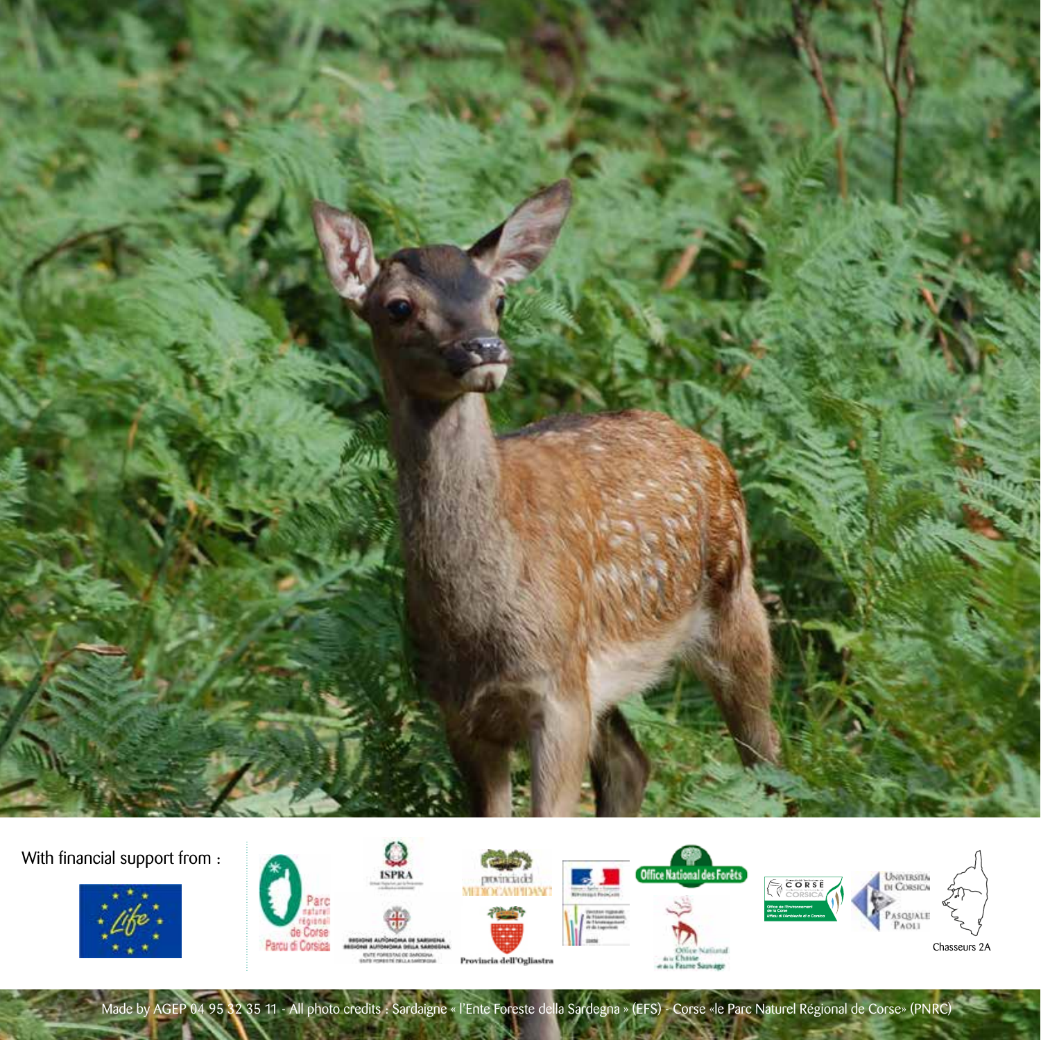With financial support from :

Chasseurs 2A

Made by AGEP 04 95 32 35 11 - All photo credits : Sardaigne « l'Ente Foreste della Sardegna » (EFS) - Corse «le Parc Naturel Régional de Corse» (PNRC)